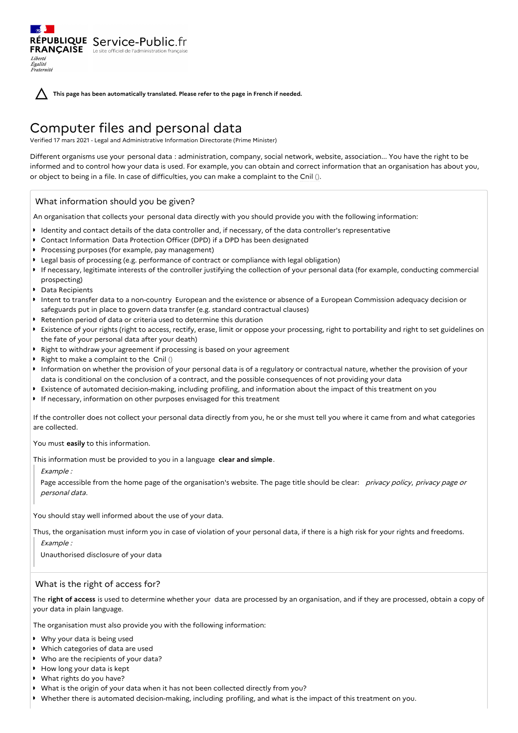RÉPUBLIQUE FRANÇAISE Service-Public.fr
Le site officiel de l'administration française

Liberté
Égalité
Fraternité

**This page has been automatically translated. Please refer to the page in French if needed.**

# Computer files and personal data

Verified 17 mars 2021 - Legal and Administrative Information Directorate (Prime Minister)

Different organisms use your personal data : administration, company, social network, website, association... You have the right to be informed and to control how your data is used. For example, you can obtain and correct information that an organisation has about you, or object to being in a file. In case of difficulties, you can make a complaint to the Cnil ().

## What information should you be given?

An organisation that collects your personal data directly with you should provide you with the following information:

- Identity and contact details of the data controller and, if necessary, of the data controller's representative
- Contact Information Data Protection Officer (DPD) if a DPD has been designated
- Processing purposes (for example, pay management)
- Legal basis of processing (e.g. performance of contract or compliance with legal obligation)
- If necessary, legitimate interests of the controller justifying the collection of your personal data (for example, conducting commercial prospecting)
- Data Recipients
- Intent to transfer data to a non-country European and the existence or absence of a European Commission adequacy decision or safeguards put in place to govern data transfer (e.g. standard contractual clauses)
- Retention period of data or criteria used to determine this duration
- Existence of your rights (right to access, rectify, erase, limit or oppose your processing, right to portability and right to set guidelines on the fate of your personal data after your death)
- Right to withdraw your agreement if processing is based on your agreement
- Right to make a complaint to the Cnil ()
- Information on whether the provision of your personal data is of a regulatory or contractual nature, whether the provision of your data is conditional on the conclusion of a contract, and the possible consequences of not providing your data
- Existence of automated decision-making, including profiling, and information about the impact of this treatment on you
- If necessary, information on other purposes envisaged for this treatment

If the controller does not collect your personal data directly from you, he or she must tell you where it came from and what categories are collected.

You must **easily** to this information.

This information must be provided to you in a language **clear and simple**.

> *Example :*
>
> Page accessible from the home page of the organisation's website. The page title should be clear: *privacy policy*, *privacy page or personal data*.

You should stay well informed about the use of your data.

Thus, the organisation must inform you in case of violation of your personal data, if there is a high risk for your rights and freedoms.

> *Example :*
>
> Unauthorised disclosure of your data

## What is the right of access for?

The **right of access** is used to determine whether your data are processed by an organisation, and if they are processed, obtain a copy of your data in plain language.

The organisation must also provide you with the following information:

- Why your data is being used
- Which categories of data are used
- Who are the recipients of your data?
- How long your data is kept
- What rights do you have?
- What is the origin of your data when it has not been collected directly from you?
- Whether there is automated decision-making, including profiling, and what is the impact of this treatment on you.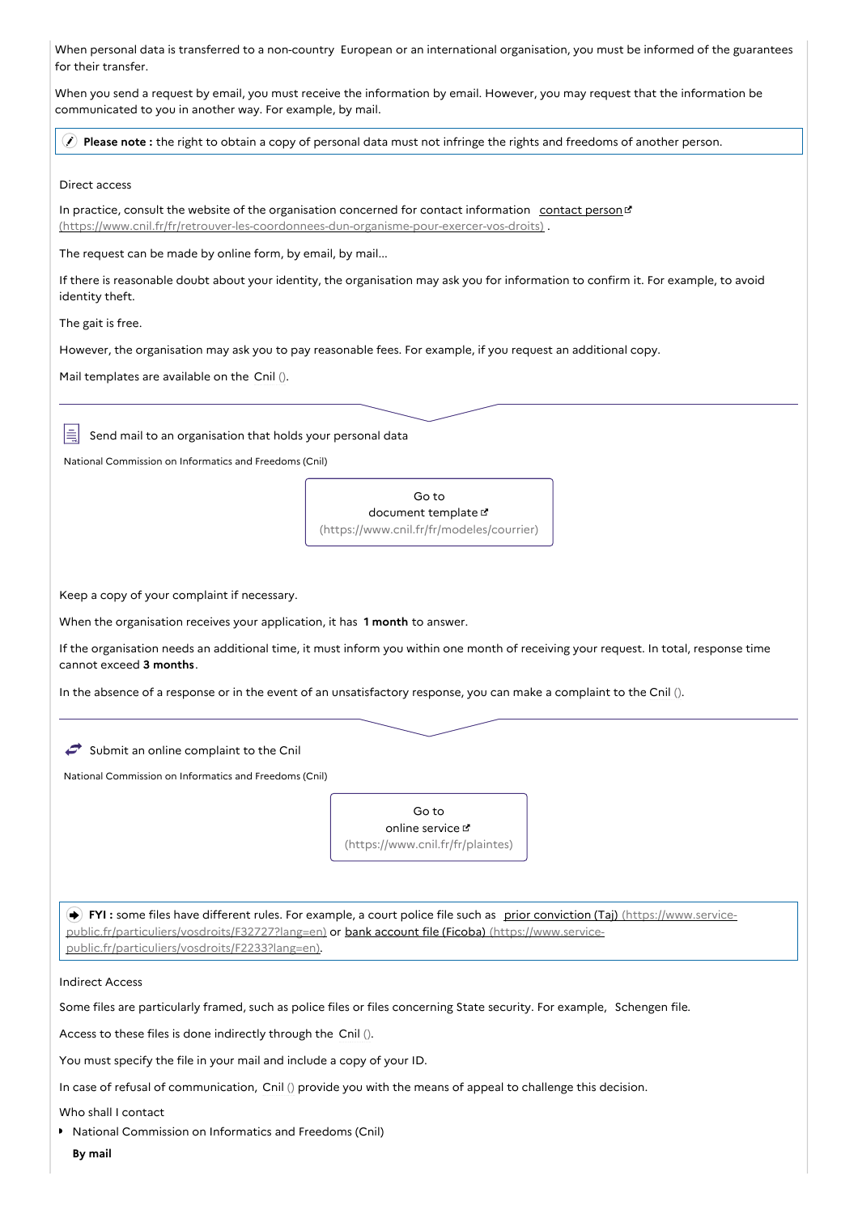When personal data is transferred to a non-country European or an international organisation, you must be informed of the guarantees for their transfer.

When you send a request by email, you must receive the information by email. However, you may request that the information be communicated to you in another way. For example, by mail.

> **Please note :** the right to obtain a copy of personal data must not infringe the rights and freedoms of another person.

Direct access

In practice, consult the website of the organisation concerned for contact information [contact person](https://www.cnil.fr/fr/retrouver-les-coordonnees-dun-organisme-pour-exercer-vos-droits) (https://www.cnil.fr/fr/retrouver-les-coordonnees-dun-organisme-pour-exercer-vos-droits) .

The request can be made by online form, by email, by mail...

If there is reasonable doubt about your identity, the organisation may ask you for information to confirm it. For example, to avoid identity theft.

The gait is free.

However, the organisation may ask you to pay reasonable fees. For example, if you request an additional copy.

Mail templates are available on the Cnil ().

---

Send mail to an organisation that holds your personal data

National Commission on Informatics and Freedoms (Cnil)

[Go to document template](https://www.cnil.fr/fr/modeles/courrier) (https://www.cnil.fr/fr/modeles/courrier)

Keep a copy of your complaint if necessary.

When the organisation receives your application, it has **1 month** to answer.

If the organisation needs an additional time, it must inform you within one month of receiving your request. In total, response time cannot exceed **3 months**.

In the absence of a response or in the event of an unsatisfactory response, you can make a complaint to the Cnil ().

---

Submit an online complaint to the Cnil

National Commission on Informatics and Freedoms (Cnil)

[Go to online service](https://www.cnil.fr/fr/plaintes) (https://www.cnil.fr/fr/plaintes)

> **FYI :** some files have different rules. For example, a court police file such as [prior conviction (Taj)](https://www.service-public.fr/particuliers/vosdroits/F32727?lang=en) (https://www.service-public.fr/particuliers/vosdroits/F32727?lang=en) or [bank account file (Ficoba)](https://www.service-public.fr/particuliers/vosdroits/F2233?lang=en) (https://www.service-public.fr/particuliers/vosdroits/F2233?lang=en).

Indirect Access

Some files are particularly framed, such as police files or files concerning State security. For example, Schengen file.

Access to these files is done indirectly through the Cnil ().

You must specify the file in your mail and include a copy of your ID.

In case of refusal of communication, Cnil () provide you with the means of appeal to challenge this decision.

Who shall I contact

- National Commission on Informatics and Freedoms (Cnil)

**By mail**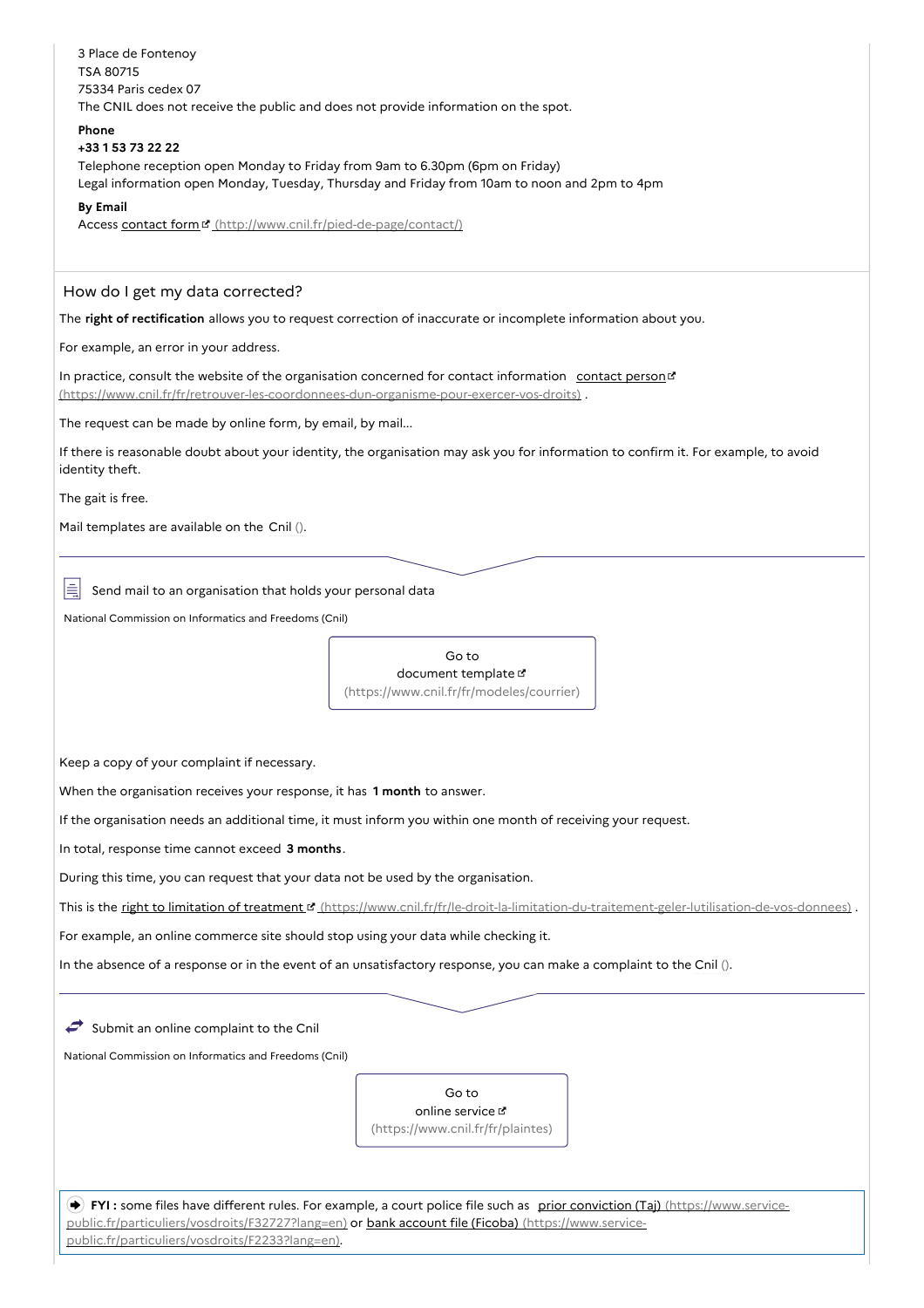3 Place de Fontenoy
TSA 80715
75334 Paris cedex 07
The CNIL does not receive the public and does not provide information on the spot.

**Phone**

**+33 1 53 73 22 22**

Telephone reception open Monday to Friday from 9am to 6.30pm (6pm on Friday)
Legal information open Monday, Tuesday, Thursday and Friday from 10am to noon and 2pm to 4pm

**By Email**

Access contact form (http://www.cnil.fr/pied-de-page/contact/)

## How do I get my data corrected?

The **right of rectification** allows you to request correction of inaccurate or incomplete information about you.

For example, an error in your address.

In practice, consult the website of the organisation concerned for contact information contact person (https://www.cnil.fr/fr/retrouver-les-coordonnees-dun-organisme-pour-exercer-vos-droits) .

The request can be made by online form, by email, by mail...

If there is reasonable doubt about your identity, the organisation may ask you for information to confirm it. For example, to avoid identity theft.

The gait is free.

Mail templates are available on the Cnil ().

Send mail to an organisation that holds your personal data

National Commission on Informatics and Freedoms (Cnil)

Go to
document template
(https://www.cnil.fr/fr/modeles/courrier)

Keep a copy of your complaint if necessary.

When the organisation receives your response, it has **1 month** to answer.

If the organisation needs an additional time, it must inform you within one month of receiving your request.

In total, response time cannot exceed **3 months**.

During this time, you can request that your data not be used by the organisation.

This is the right to limitation of treatment (https://www.cnil.fr/fr/le-droit-la-limitation-du-traitement-geler-lutilisation-de-vos-donnees) .

For example, an online commerce site should stop using your data while checking it.

In the absence of a response or in the event of an unsatisfactory response, you can make a complaint to the Cnil ().

Submit an online complaint to the Cnil

National Commission on Informatics and Freedoms (Cnil)

Go to
online service
(https://www.cnil.fr/fr/plaintes)

**FYI :** some files have different rules. For example, a court police file such as prior conviction (Taj) (https://www.service-public.fr/particuliers/vosdroits/F32727?lang=en) or bank account file (Ficoba) (https://www.service-public.fr/particuliers/vosdroits/F2233?lang=en).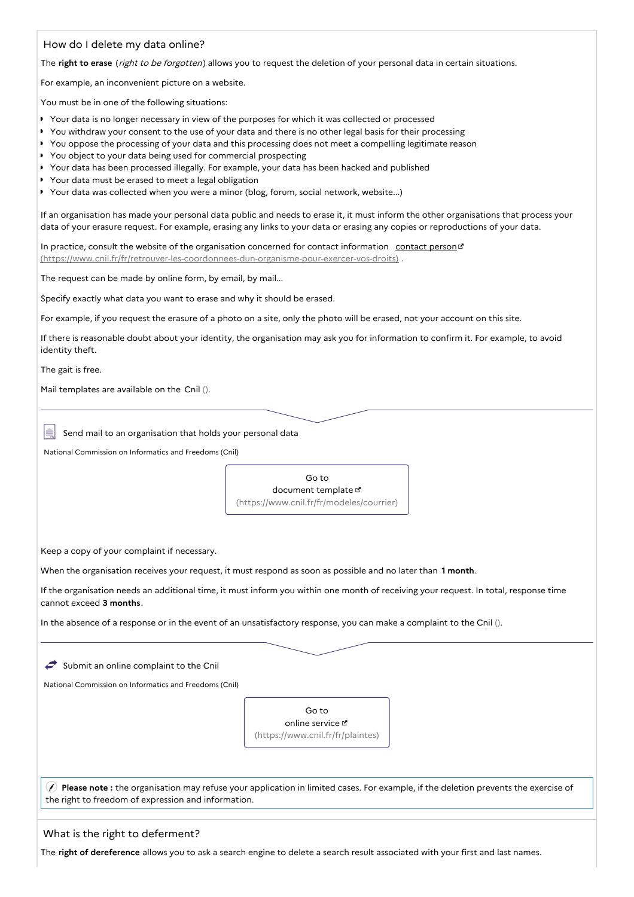## How do I delete my data online?

The **right to erase** (*right to be forgotten*) allows you to request the deletion of your personal data in certain situations.

For example, an inconvenient picture on a website.

You must be in one of the following situations:

- Your data is no longer necessary in view of the purposes for which it was collected or processed
- You withdraw your consent to the use of your data and there is no other legal basis for their processing
- You oppose the processing of your data and this processing does not meet a compelling legitimate reason
- You object to your data being used for commercial prospecting
- Your data has been processed illegally. For example, your data has been hacked and published
- Your data must be erased to meet a legal obligation
- Your data was collected when you were a minor (blog, forum, social network, website...)

If an organisation has made your personal data public and needs to erase it, it must inform the other organisations that process your data of your erasure request. For example, erasing any links to your data or erasing any copies or reproductions of your data.

In practice, consult the website of the organisation concerned for contact information [contact person](https://www.cnil.fr/fr/retrouver-les-coordonnees-dun-organisme-pour-exercer-vos-droits) (https://www.cnil.fr/fr/retrouver-les-coordonnees-dun-organisme-pour-exercer-vos-droits) .

The request can be made by online form, by email, by mail...

Specify exactly what data you want to erase and why it should be erased.

For example, if you request the erasure of a photo on a site, only the photo will be erased, not your account on this site.

If there is reasonable doubt about your identity, the organisation may ask you for information to confirm it. For example, to avoid identity theft.

The gait is free.

Mail templates are available on the Cnil ().

Send mail to an organisation that holds your personal data

National Commission on Informatics and Freedoms (Cnil)

[Go to document template](https://www.cnil.fr/fr/modeles/courrier) (https://www.cnil.fr/fr/modeles/courrier)

Keep a copy of your complaint if necessary.

When the organisation receives your request, it must respond as soon as possible and no later than **1 month**.

If the organisation needs an additional time, it must inform you within one month of receiving your request. In total, response time cannot exceed **3 months**.

In the absence of a response or in the event of an unsatisfactory response, you can make a complaint to the Cnil ().

Submit an online complaint to the Cnil

National Commission on Informatics and Freedoms (Cnil)

[Go to online service](https://www.cnil.fr/fr/plaintes) (https://www.cnil.fr/fr/plaintes)

**Please note :** the organisation may refuse your application in limited cases. For example, if the deletion prevents the exercise of the right to freedom of expression and information.

## What is the right to deferment?

The **right of dereference** allows you to ask a search engine to delete a search result associated with your first and last names.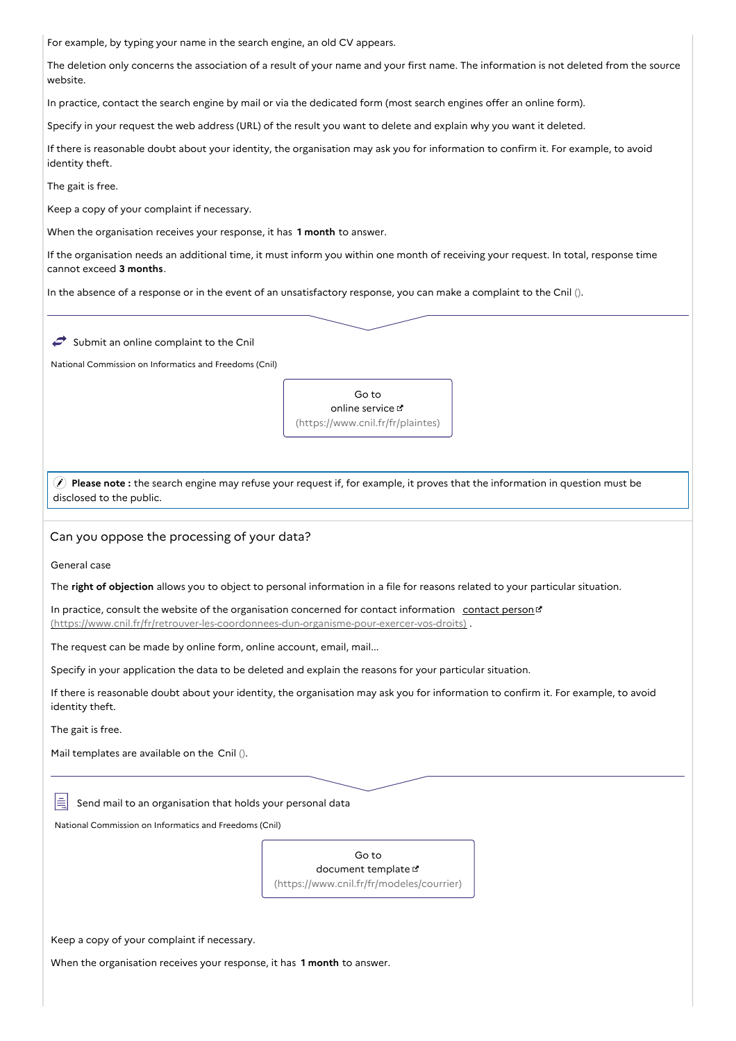For example, by typing your name in the search engine, an old CV appears.

The deletion only concerns the association of a result of your name and your first name. The information is not deleted from the source website.

In practice, contact the search engine by mail or via the dedicated form (most search engines offer an online form).

Specify in your request the web address (URL) of the result you want to delete and explain why you want it deleted.

If there is reasonable doubt about your identity, the organisation may ask you for information to confirm it. For example, to avoid identity theft.

The gait is free.

Keep a copy of your complaint if necessary.

When the organisation receives your response, it has **1 month** to answer.

If the organisation needs an additional time, it must inform you within one month of receiving your request. In total, response time cannot exceed **3 months**.

In the absence of a response or in the event of an unsatisfactory response, you can make a complaint to the Cnil ().

Submit an online complaint to the Cnil

National Commission on Informatics and Freedoms (Cnil)

Go to online service (https://www.cnil.fr/fr/plaintes)

**Please note :** the search engine may refuse your request if, for example, it proves that the information in question must be disclosed to the public.

## Can you oppose the processing of your data?

General case

The **right of objection** allows you to object to personal information in a file for reasons related to your particular situation.

In practice, consult the website of the organisation concerned for contact information contact person (https://www.cnil.fr/fr/retrouver-les-coordonnees-dun-organisme-pour-exercer-vos-droits) .

The request can be made by online form, online account, email, mail...

Specify in your application the data to be deleted and explain the reasons for your particular situation.

If there is reasonable doubt about your identity, the organisation may ask you for information to confirm it. For example, to avoid identity theft.

The gait is free.

Mail templates are available on the Cnil ().

Send mail to an organisation that holds your personal data

National Commission on Informatics and Freedoms (Cnil)

Go to document template (https://www.cnil.fr/fr/modeles/courrier)

Keep a copy of your complaint if necessary.

When the organisation receives your response, it has **1 month** to answer.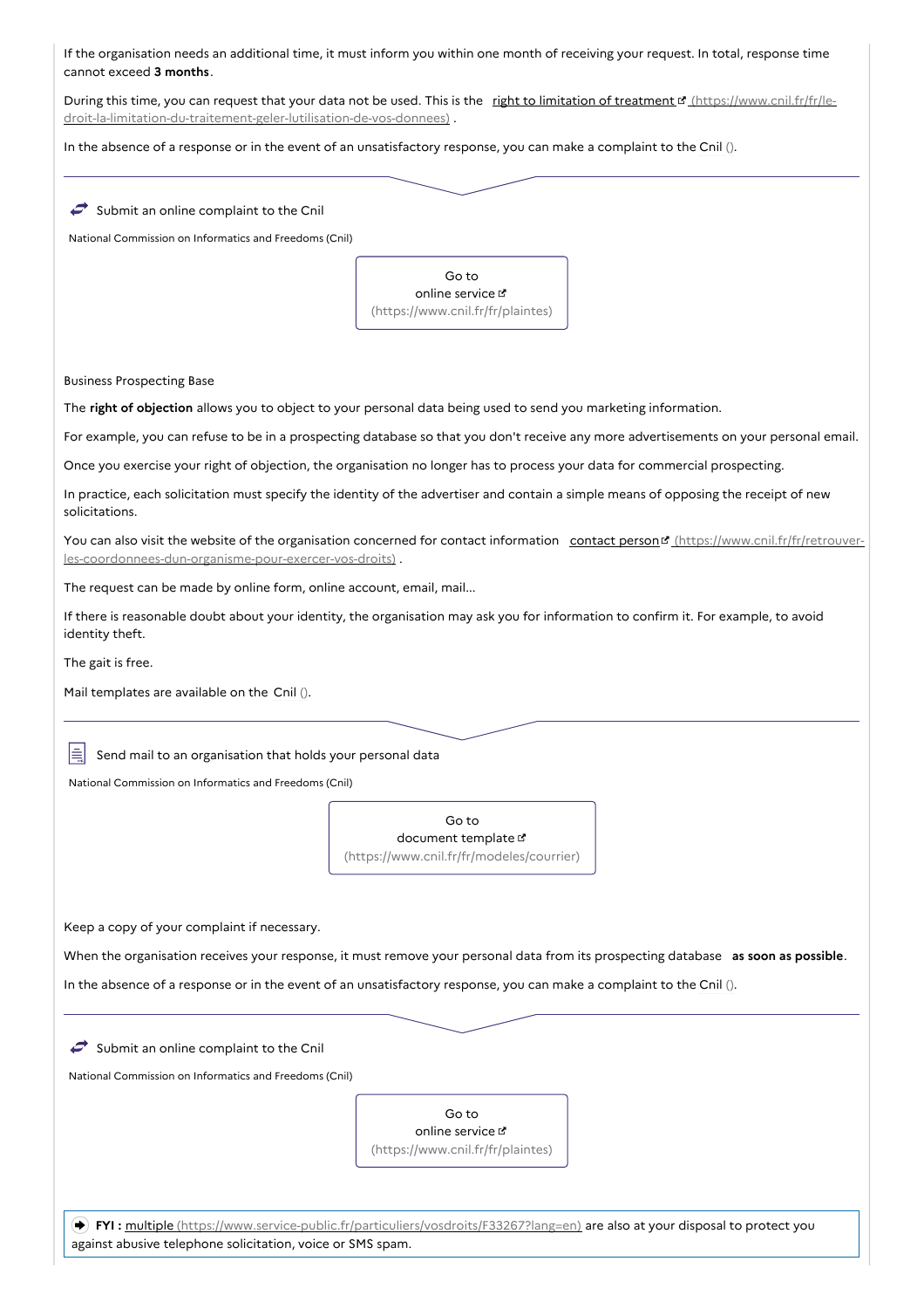If the organisation needs an additional time, it must inform you within one month of receiving your request. In total, response time cannot exceed **3 months**.

During this time, you can request that your data not be used. This is the [right to limitation of treatment](https://www.cnil.fr/fr/le-droit-la-limitation-du-traitement-geler-lutilisation-de-vos-donnees) .

In the absence of a response or in the event of an unsatisfactory response, you can make a complaint to the Cnil ().

Submit an online complaint to the Cnil

National Commission on Informatics and Freedoms (Cnil)

[Go to online service](https://www.cnil.fr/fr/plaintes)

Business Prospecting Base

The **right of objection** allows you to object to your personal data being used to send you marketing information.

For example, you can refuse to be in a prospecting database so that you don't receive any more advertisements on your personal email.

Once you exercise your right of objection, the organisation no longer has to process your data for commercial prospecting.

In practice, each solicitation must specify the identity of the advertiser and contain a simple means of opposing the receipt of new solicitations.

You can also visit the website of the organisation concerned for contact information [contact person](https://www.cnil.fr/fr/retrouver-les-coordonnees-dun-organisme-pour-exercer-vos-droits) .

The request can be made by online form, online account, email, mail...

If there is reasonable doubt about your identity, the organisation may ask you for information to confirm it. For example, to avoid identity theft.

The gait is free.

Mail templates are available on the Cnil ().

Send mail to an organisation that holds your personal data

National Commission on Informatics and Freedoms (Cnil)

[Go to document template](https://www.cnil.fr/fr/modeles/courrier)

Keep a copy of your complaint if necessary.

When the organisation receives your response, it must remove your personal data from its prospecting database **as soon as possible**.

In the absence of a response or in the event of an unsatisfactory response, you can make a complaint to the Cnil ().

Submit an online complaint to the Cnil

National Commission on Informatics and Freedoms (Cnil)

[Go to online service](https://www.cnil.fr/fr/plaintes)

**FYI :** [multiple](https://www.service-public.fr/particuliers/vosdroits/F33267?lang=en) are also at your disposal to protect you against abusive telephone solicitation, voice or SMS spam.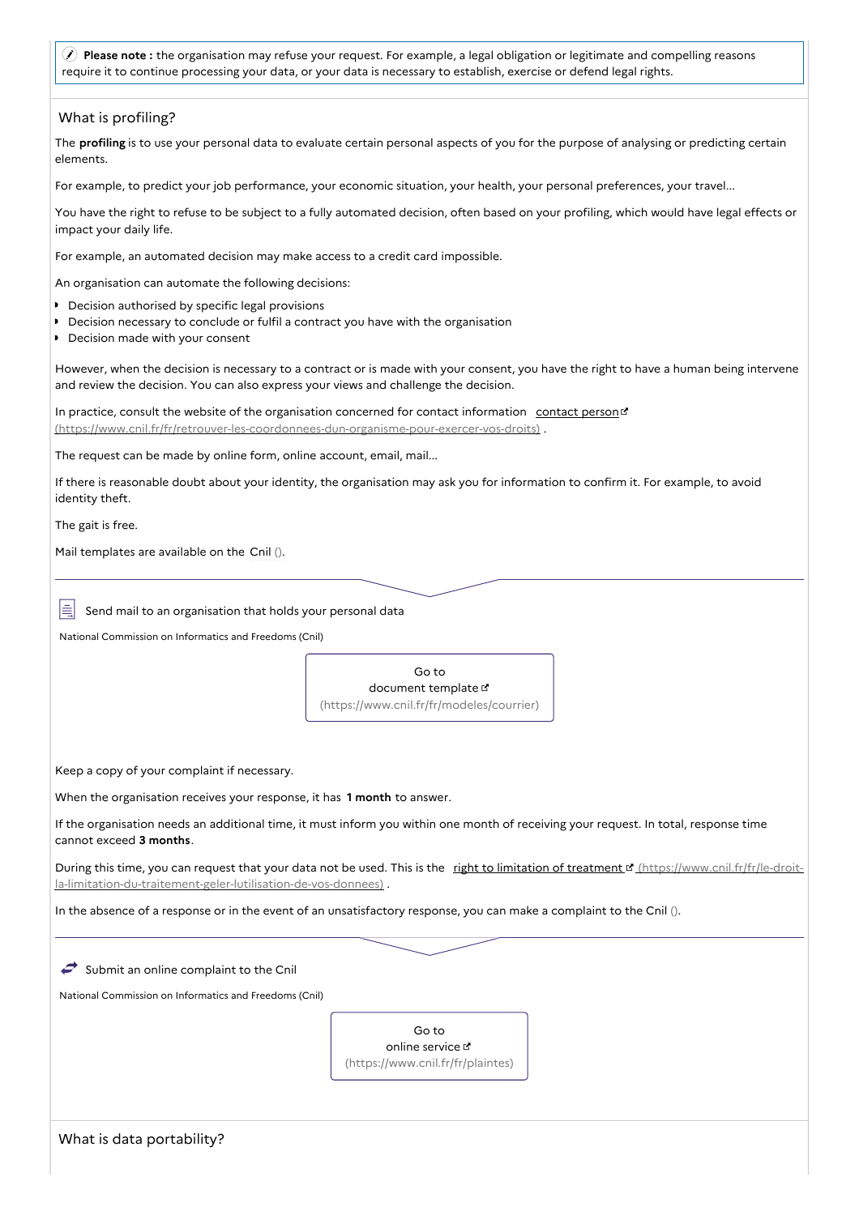**Please note :** the organisation may refuse your request. For example, a legal obligation or legitimate and compelling reasons require it to continue processing your data, or your data is necessary to establish, exercise or defend legal rights.

## What is profiling?

The **profiling** is to use your personal data to evaluate certain personal aspects of you for the purpose of analysing or predicting certain elements.

For example, to predict your job performance, your economic situation, your health, your personal preferences, your travel...

You have the right to refuse to be subject to a fully automated decision, often based on your profiling, which would have legal effects or impact your daily life.

For example, an automated decision may make access to a credit card impossible.

An organisation can automate the following decisions:

- Decision authorised by specific legal provisions
- Decision necessary to conclude or fulfil a contract you have with the organisation
- Decision made with your consent

However, when the decision is necessary to a contract or is made with your consent, you have the right to have a human being intervene and review the decision. You can also express your views and challenge the decision.

In practice, consult the website of the organisation concerned for contact information contact person (https://www.cnil.fr/fr/retrouver-les-coordonnees-dun-organisme-pour-exercer-vos-droits) .

The request can be made by online form, online account, email, mail...

If there is reasonable doubt about your identity, the organisation may ask you for information to confirm it. For example, to avoid identity theft.

The gait is free.

Mail templates are available on the Cnil ().

Send mail to an organisation that holds your personal data

National Commission on Informatics and Freedoms (Cnil)

Go to document template (https://www.cnil.fr/fr/modeles/courrier)

Keep a copy of your complaint if necessary.

When the organisation receives your response, it has **1 month** to answer.

If the organisation needs an additional time, it must inform you within one month of receiving your request. In total, response time cannot exceed **3 months**.

During this time, you can request that your data not be used. This is the right to limitation of treatment (https://www.cnil.fr/fr/le-droit-la-limitation-du-traitement-geler-lutilisation-de-vos-donnees) .

In the absence of a response or in the event of an unsatisfactory response, you can make a complaint to the Cnil ().

Submit an online complaint to the Cnil

National Commission on Informatics and Freedoms (Cnil)

Go to online service (https://www.cnil.fr/fr/plaintes)

## What is data portability?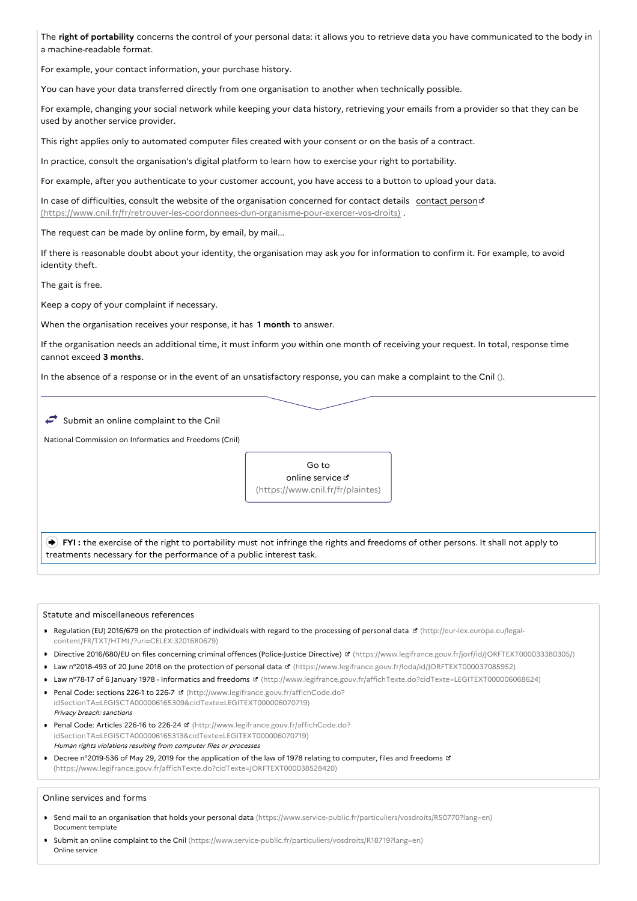The **right of portability** concerns the control of your personal data: it allows you to retrieve data you have communicated to the body in a machine-readable format.

For example, your contact information, your purchase history.

You can have your data transferred directly from one organisation to another when technically possible.

For example, changing your social network while keeping your data history, retrieving your emails from a provider so that they can be used by another service provider.

This right applies only to automated computer files created with your consent or on the basis of a contract.

In practice, consult the organisation's digital platform to learn how to exercise your right to portability.

For example, after you authenticate to your customer account, you have access to a button to upload your data.

In case of difficulties, consult the website of the organisation concerned for contact details contact person (https://www.cnil.fr/fr/retrouver-les-coordonnees-dun-organisme-pour-exercer-vos-droits) .

The request can be made by online form, by email, by mail...

If there is reasonable doubt about your identity, the organisation may ask you for information to confirm it. For example, to avoid identity theft.

The gait is free.

Keep a copy of your complaint if necessary.

When the organisation receives your response, it has **1 month** to answer.

If the organisation needs an additional time, it must inform you within one month of receiving your request. In total, response time cannot exceed **3 months**.

In the absence of a response or in the event of an unsatisfactory response, you can make a complaint to the Cnil ().

Submit an online complaint to the Cnil

National Commission on Informatics and Freedoms (Cnil)

Go to online service (https://www.cnil.fr/fr/plaintes)

**FYI :** the exercise of the right to portability must not infringe the rights and freedoms of other persons. It shall not apply to treatments necessary for the performance of a public interest task.

## Statute and miscellaneous references

- Regulation (EU) 2016/679 on the protection of individuals with regard to the processing of personal data (http://eur-lex.europa.eu/legal-content/FR/TXT/HTML/?uri=CELEX:32016R0679)
- Directive 2016/680/EU on files concerning criminal offences (Police-Justice Directive) (https://www.legifrance.gouv.fr/jorf/id/JORFTEXT000033380305/)
- Law n°2018-493 of 20 June 2018 on the protection of personal data (https://www.legifrance.gouv.fr/loda/id/JORFTEXT000037085952)
- Law n°78-17 of 6 January 1978 - Informatics and freedoms (http://www.legifrance.gouv.fr/affichTexte.do?cidTexte=LEGITEXT000006068624)
- Penal Code: sections 226-1 to 226-7 (http://www.legifrance.gouv.fr/affichCode.do?idSectionTA=LEGISCTA000006165309&cidTexte=LEGITEXT000006070719)
  *Privacy breach: sanctions*
- Penal Code: Articles 226-16 to 226-24 (http://www.legifrance.gouv.fr/affichCode.do?idSectionTA=LEGISCTA000006165313&cidTexte=LEGITEXT000006070719)
  *Human rights violations resulting from computer files or processes*
- Decree n°2019-536 of May 29, 2019 for the application of the law of 1978 relating to computer, files and freedoms (https://www.legifrance.gouv.fr/affichTexte.do?cidTexte=JORFTEXT000038528420)

## Online services and forms

- Send mail to an organisation that holds your personal data (https://www.service-public.fr/particuliers/vosdroits/R50770?lang=en)
  Document template
- Submit an online complaint to the Cnil (https://www.service-public.fr/particuliers/vosdroits/R18719?lang=en)
  Online service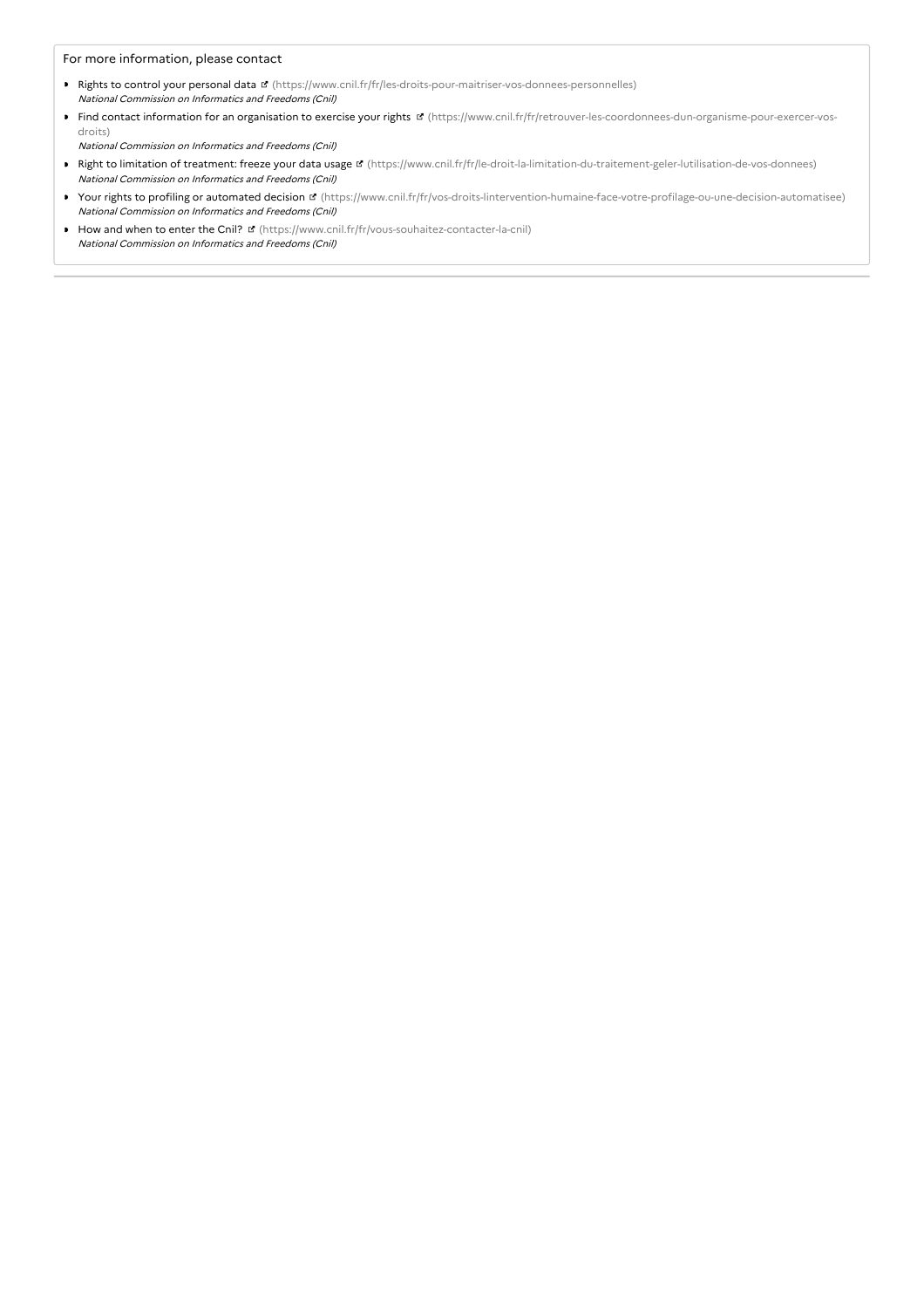For more information, please contact

- Rights to control your personal data (https://www.cnil.fr/fr/les-droits-pour-maitriser-vos-donnees-personnelles)
  *National Commission on Informatics and Freedoms (Cnil)*
- Find contact information for an organisation to exercise your rights (https://www.cnil.fr/fr/retrouver-les-coordonnees-dun-organisme-pour-exercer-vos-droits)
  *National Commission on Informatics and Freedoms (Cnil)*
- Right to limitation of treatment: freeze your data usage (https://www.cnil.fr/fr/le-droit-la-limitation-du-traitement-geler-lutilisation-de-vos-donnees)
  *National Commission on Informatics and Freedoms (Cnil)*
- Your rights to profiling or automated decision (https://www.cnil.fr/fr/vos-droits-lintervention-humaine-face-votre-profilage-ou-une-decision-automatisee)
  *National Commission on Informatics and Freedoms (Cnil)*
- How and when to enter the Cnil? (https://www.cnil.fr/fr/vous-souhaitez-contacter-la-cnil)
  *National Commission on Informatics and Freedoms (Cnil)*